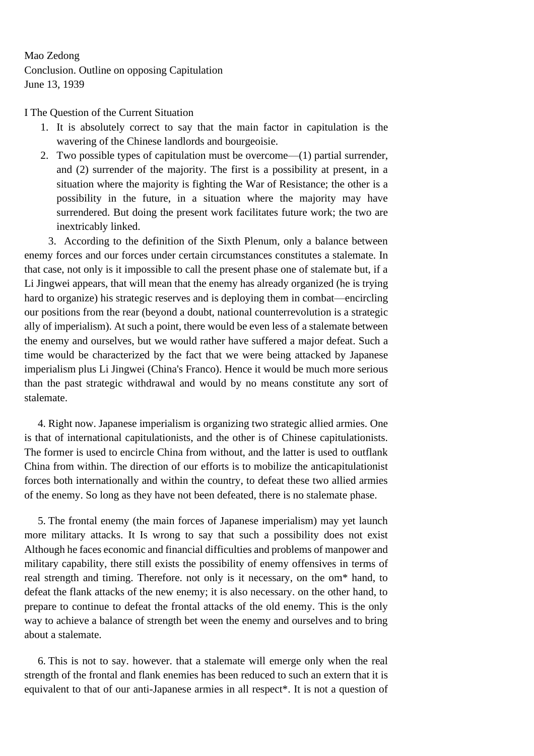Mao Zedong
Conclusion. Outline on opposing Capitulation
June 13, 1939

I The Question of the Current Situation

1. It is absolutely correct to say that the main factor in capitulation is the wavering of the Chinese landlords and bourgeoisie.
2. Two possible types of capitulation must be overcome—(1) partial surrender, and (2) surrender of the majority. The first is a possibility at present, in a situation where the majority is fighting the War of Resistance; the other is a possibility in the future, in a situation where the majority may have surrendered. But doing the present work facilitates future work; the two are inextricably linked.

3. According to the definition of the Sixth Plenum, only a balance between enemy forces and our forces under certain circumstances constitutes a stalemate. In that case, not only is it impossible to call the present phase one of stalemate but, if a Li Jingwei appears, that will mean that the enemy has already organized (he is trying hard to organize) his strategic reserves and is deploying them in combat—encircling our positions from the rear (beyond a doubt, national counterrevolution is a strategic ally of imperialism). At such a point, there would be even less of a stalemate between the enemy and ourselves, but we would rather have suffered a major defeat. Such a time would be characterized by the fact that we were being attacked by Japanese imperialism plus Li Jingwei (China's Franco). Hence it would be much more serious than the past strategic withdrawal and would by no means constitute any sort of stalemate.

4. Right now. Japanese imperialism is organizing two strategic allied armies. One is that of international capitulationists, and the other is of Chinese capitulationists. The former is used to encircle China from without, and the latter is used to outflank China from within. The direction of our efforts is to mobilize the anticapitulationist forces both internationally and within the country, to defeat these two allied armies of the enemy. So long as they have not been defeated, there is no stalemate phase.

5. The frontal enemy (the main forces of Japanese imperialism) may yet launch more military attacks. It Is wrong to say that such a possibility does not exist Although he faces economic and financial difficulties and problems of manpower and military capability, there still exists the possibility of enemy offensives in terms of real strength and timing. Therefore. not only is it necessary, on the om* hand, to defeat the flank attacks of the new enemy; it is also necessary. on the other hand, to prepare to continue to defeat the frontal attacks of the old enemy. This is the only way to achieve a balance of strength bet ween the enemy and ourselves and to bring about a stalemate.

6. This is not to say. however. that a stalemate will emerge only when the real strength of the frontal and flank enemies has been reduced to such an extern that it is equivalent to that of our anti-Japanese armies in all respect*. It is not a question of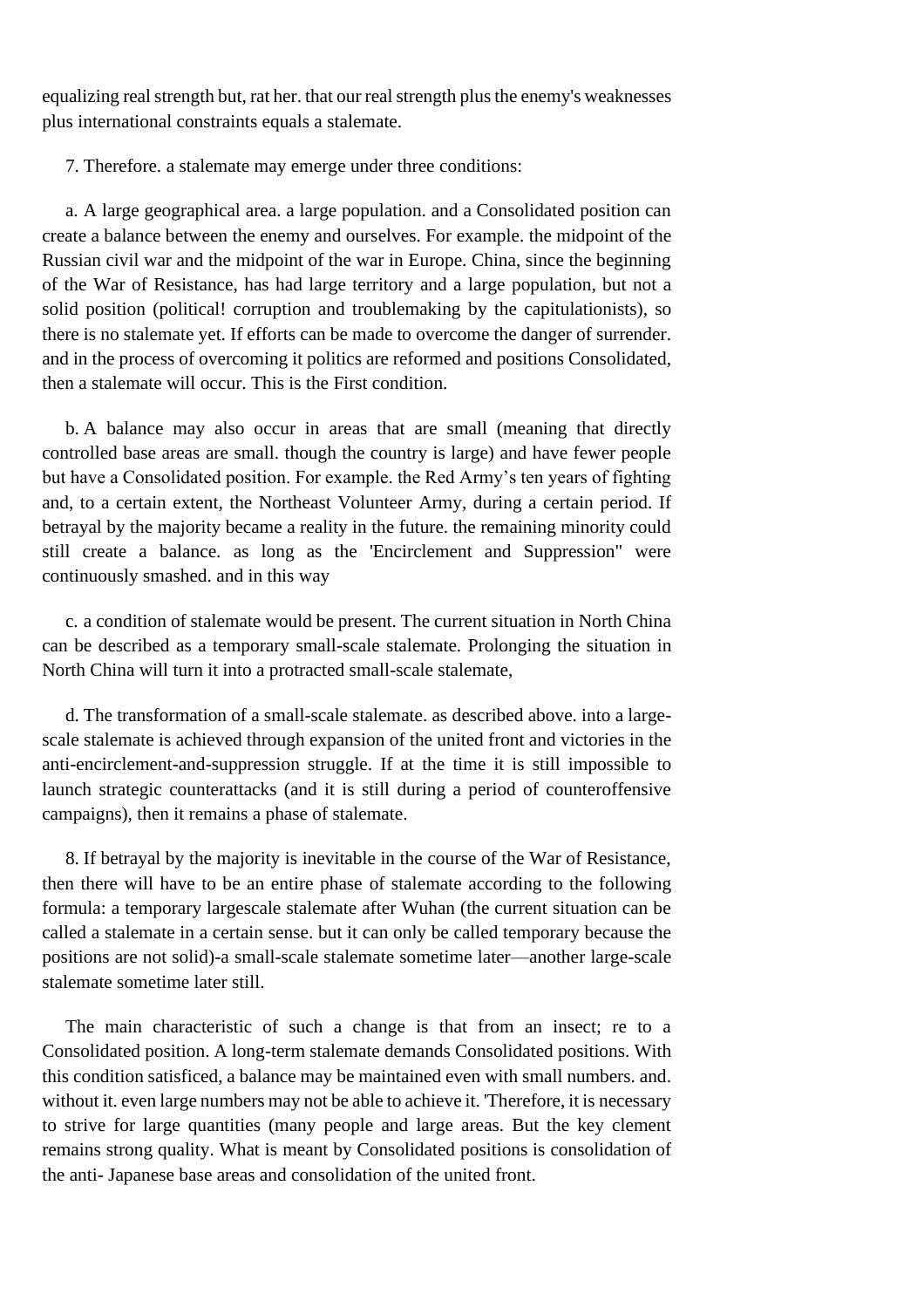equalizing real strength but, rat her. that our real strength plus the enemy's weaknesses plus international constraints equals a stalemate.

7. Therefore. a stalemate may emerge under three conditions:

a. A large geographical area. a large population. and a Consolidated position can create a balance between the enemy and ourselves. For example. the midpoint of the Russian civil war and the midpoint of the war in Europe. China, since the beginning of the War of Resistance, has had large territory and a large population, but not a solid position (political! corruption and troublemaking by the capitulationists), so there is no stalemate yet. If efforts can be made to overcome the danger of surrender. and in the process of overcoming it politics are reformed and positions Consolidated, then a stalemate will occur. This is the First condition.

b. A balance may also occur in areas that are small (meaning that directly controlled base areas are small. though the country is large) and have fewer people but have a Consolidated position. For example. the Red Army's ten years of fighting and, to a certain extent, the Northeast Volunteer Army, during a certain period. If betrayal by the majority became a reality in the future. the remaining minority could still create a balance. as long as the 'Encirclement and Suppression" were continuously smashed. and in this way

c. a condition of stalemate would be present. The current situation in North China can be described as a temporary small-scale stalemate. Prolonging the situation in North China will turn it into a protracted small-scale stalemate,

d. The transformation of a small-scale stalemate. as described above. into a large-scale stalemate is achieved through expansion of the united front and victories in the anti-encirclement-and-suppression struggle. If at the time it is still impossible to launch strategic counterattacks (and it is still during a period of counteroffensive campaigns), then it remains a phase of stalemate.

8. If betrayal by the majority is inevitable in the course of the War of Resistance, then there will have to be an entire phase of stalemate according to the following formula: a temporary largescale stalemate after Wuhan (the current situation can be called a stalemate in a certain sense. but it can only be called temporary because the positions are not solid)-a small-scale stalemate sometime later—another large-scale stalemate sometime later still.

The main characteristic of such a change is that from an insect; re to a Consolidated position. A long-term stalemate demands Consolidated positions. With this condition satisficed, a balance may be maintained even with small numbers. and. without it. even large numbers may not be able to achieve it. 'Therefore, it is necessary to strive for large quantities (many people and large areas. But the key clement remains strong quality. What is meant by Consolidated positions is consolidation of the anti- Japanese base areas and consolidation of the united front.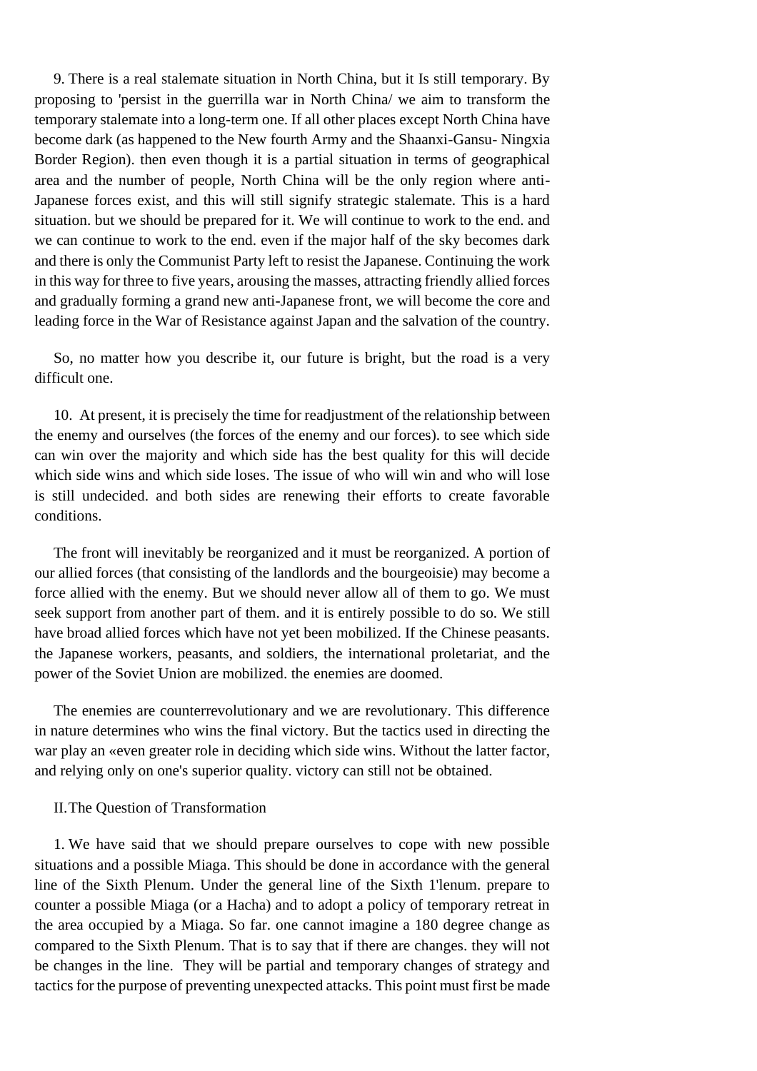9. There is a real stalemate situation in North China, but it Is still temporary. By proposing to 'persist in the guerrilla war in North China/ we aim to transform the temporary stalemate into a long-term one. If all other places except North China have become dark (as happened to the New fourth Army and the Shaanxi-Gansu- Ningxia Border Region). then even though it is a partial situation in terms of geographical area and the number of people, North China will be the only region where anti-Japanese forces exist, and this will still signify strategic stalemate. This is a hard situation. but we should be prepared for it. We will continue to work to the end. and we can continue to work to the end. even if the major half of the sky becomes dark and there is only the Communist Party left to resist the Japanese. Continuing the work in this way for three to five years, arousing the masses, attracting friendly allied forces and gradually forming a grand new anti-Japanese front, we will become the core and leading force in the War of Resistance against Japan and the salvation of the country.

So, no matter how you describe it, our future is bright, but the road is a very difficult one.

10. At present, it is precisely the time for readjustment of the relationship between the enemy and ourselves (the forces of the enemy and our forces). to see which side can win over the majority and which side has the best quality for this will decide which side wins and which side loses. The issue of who will win and who will lose is still undecided. and both sides are renewing their efforts to create favorable conditions.

The front will inevitably be reorganized and it must be reorganized. A portion of our allied forces (that consisting of the landlords and the bourgeoisie) may become a force allied with the enemy. But we should never allow all of them to go. We must seek support from another part of them. and it is entirely possible to do so. We still have broad allied forces which have not yet been mobilized. If the Chinese peasants. the Japanese workers, peasants, and soldiers, the international proletariat, and the power of the Soviet Union are mobilized. the enemies are doomed.

The enemies are counterrevolutionary and we are revolutionary. This difference in nature determines who wins the final victory. But the tactics used in directing the war play an «even greater role in deciding which side wins. Without the latter factor, and relying only on one's superior quality. victory can still not be obtained.

II. The Question of Transformation

1. We have said that we should prepare ourselves to cope with new possible situations and a possible Miaga. This should be done in accordance with the general line of the Sixth Plenum. Under the general line of the Sixth 1'lenum. prepare to counter a possible Miaga (or a Hacha) and to adopt a policy of temporary retreat in the area occupied by a Miaga. So far. one cannot imagine a 180 degree change as compared to the Sixth Plenum. That is to say that if there are changes. they will not be changes in the line. They will be partial and temporary changes of strategy and tactics for the purpose of preventing unexpected attacks. This point must first be made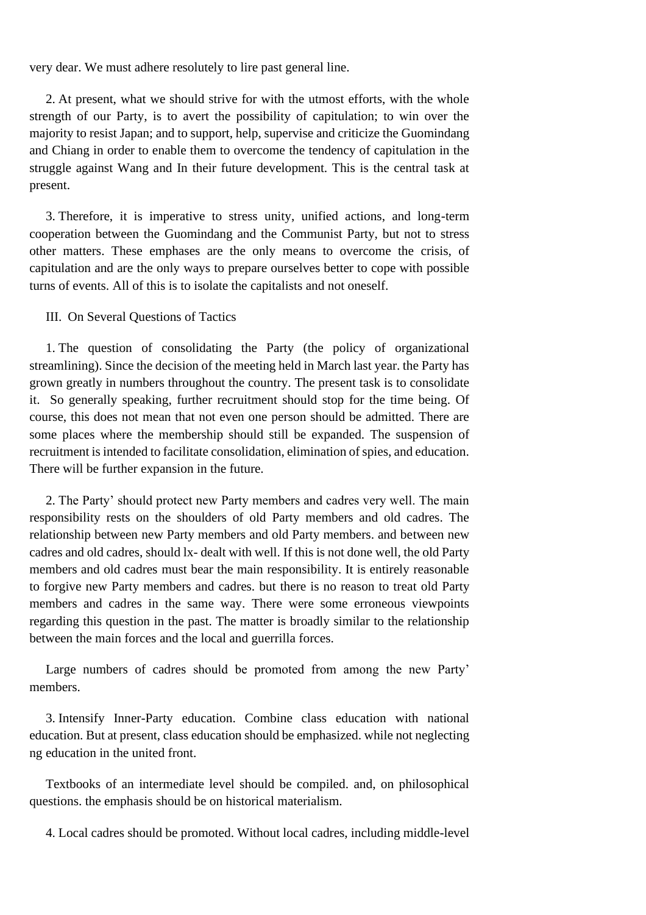very dear. We must adhere resolutely to lire past general line.

2. At present, what we should strive for with the utmost efforts, with the whole strength of our Party, is to avert the possibility of capitulation; to win over the majority to resist Japan; and to support, help, supervise and criticize the Guomindang and Chiang in order to enable them to overcome the tendency of capitulation in the struggle against Wang and In their future development. This is the central task at present.

3. Therefore, it is imperative to stress unity, unified actions, and long-term cooperation between the Guomindang and the Communist Party, but not to stress other matters. These emphases are the only means to overcome the crisis, of capitulation and are the only ways to prepare ourselves better to cope with possible turns of events. All of this is to isolate the capitalists and not oneself.

III. On Several Questions of Tactics

1. The question of consolidating the Party (the policy of organizational streamlining). Since the decision of the meeting held in March last year. the Party has grown greatly in numbers throughout the country. The present task is to consolidate it. So generally speaking, further recruitment should stop for the time being. Of course, this does not mean that not even one person should be admitted. There are some places where the membership should still be expanded. The suspension of recruitment is intended to facilitate consolidation, elimination of spies, and education. There will be further expansion in the future.

2. The Party' should protect new Party members and cadres very well. The main responsibility rests on the shoulders of old Party members and old cadres. The relationship between new Party members and old Party members. and between new cadres and old cadres, should lx- dealt with well. If this is not done well, the old Party members and old cadres must bear the main responsibility. It is entirely reasonable to forgive new Party members and cadres. but there is no reason to treat old Party members and cadres in the same way. There were some erroneous viewpoints regarding this question in the past. The matter is broadly similar to the relationship between the main forces and the local and guerrilla forces.

Large numbers of cadres should be promoted from among the new Party' members.

3. Intensify Inner-Party education. Combine class education with national education. But at present, class education should be emphasized. while not neglecting ng education in the united front.

Textbooks of an intermediate level should be compiled. and, on philosophical questions. the emphasis should be on historical materialism.

4. Local cadres should be promoted. Without local cadres, including middle-level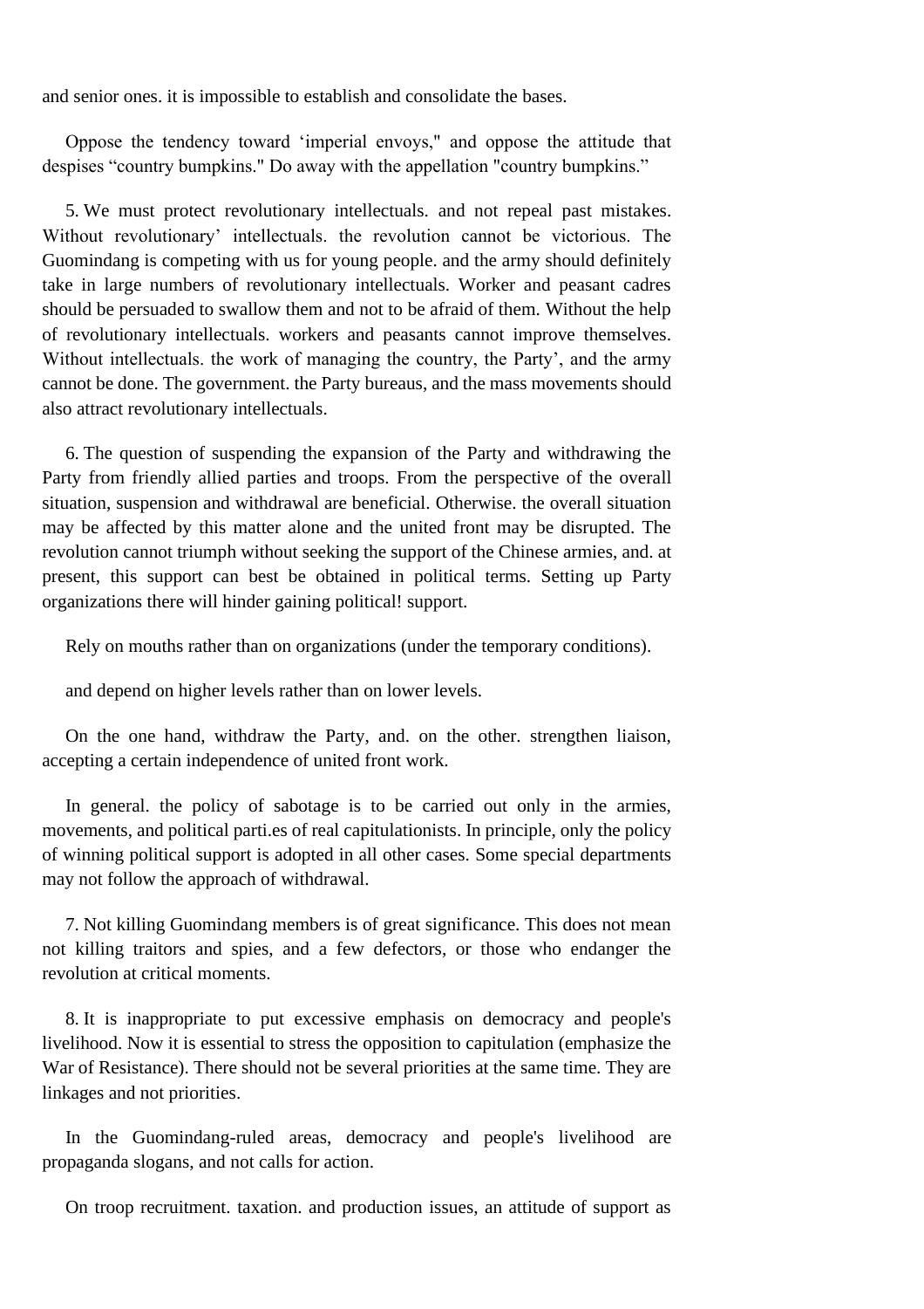and senior ones. it is impossible to establish and consolidate the bases.

Oppose the tendency toward ‘imperial envoys," and oppose the attitude that despises “country bumpkins." Do away with the appellation "country bumpkins.”

5. We must protect revolutionary intellectuals. and not repeal past mistakes. Without revolutionary’ intellectuals. the revolution cannot be victorious. The Guomindang is competing with us for young people. and the army should definitely take in large numbers of revolutionary intellectuals. Worker and peasant cadres should be persuaded to swallow them and not to be afraid of them. Without the help of revolutionary intellectuals. workers and peasants cannot improve themselves. Without intellectuals. the work of managing the country, the Party’, and the army cannot be done. The government. the Party bureaus, and the mass movements should also attract revolutionary intellectuals.

6. The question of suspending the expansion of the Party and withdrawing the Party from friendly allied parties and troops. From the perspective of the overall situation, suspension and withdrawal are beneficial. Otherwise. the overall situation may be affected by this matter alone and the united front may be disrupted. The revolution cannot triumph without seeking the support of the Chinese armies, and. at present, this support can best be obtained in political terms. Setting up Party organizations there will hinder gaining political! support.

Rely on mouths rather than on organizations (under the temporary conditions).

and depend on higher levels rather than on lower levels.

On the one hand, withdraw the Party, and. on the other. strengthen liaison, accepting a certain independence of united front work.

In general. the policy of sabotage is to be carried out only in the armies, movements, and political parti.es of real capitulationists. In principle, only the policy of winning political support is adopted in all other cases. Some special departments may not follow the approach of withdrawal.

7. Not killing Guomindang members is of great significance. This does not mean not killing traitors and spies, and a few defectors, or those who endanger the revolution at critical moments.

8. It is inappropriate to put excessive emphasis on democracy and people's livelihood. Now it is essential to stress the opposition to capitulation (emphasize the War of Resistance). There should not be several priorities at the same time. They are linkages and not priorities.

In the Guomindang-ruled areas, democracy and people's livelihood are propaganda slogans, and not calls for action.

On troop recruitment. taxation. and production issues, an attitude of support as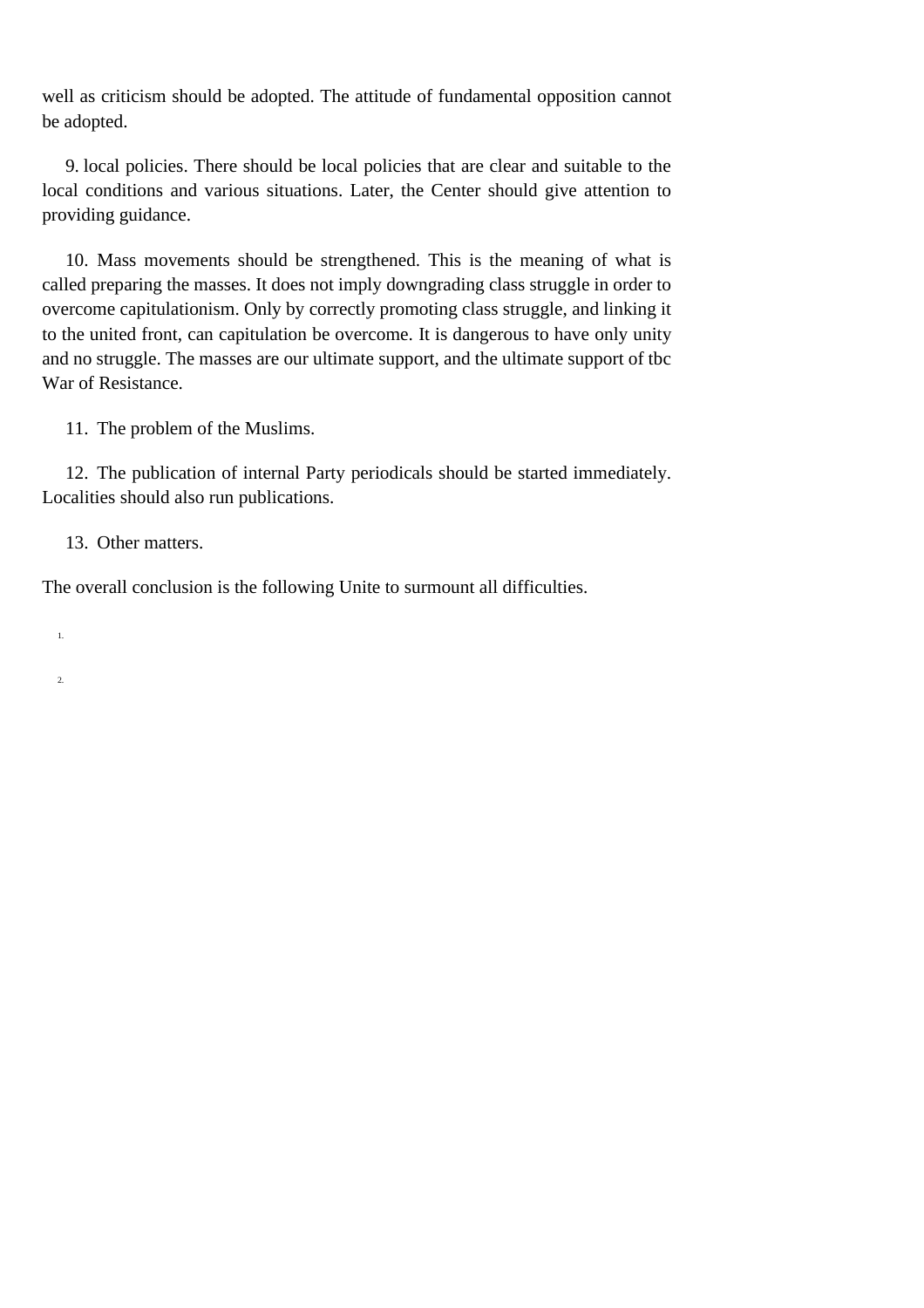well as criticism should be adopted. The attitude of fundamental opposition cannot be adopted.

9. local policies. There should be local policies that are clear and suitable to the local conditions and various situations. Later, the Center should give attention to providing guidance.

10. Mass movements should be strengthened. This is the meaning of what is called preparing the masses. It does not imply downgrading class struggle in order to overcome capitulationism. Only by correctly promoting class struggle, and linking it to the united front, can capitulation be overcome. It is dangerous to have only unity and no struggle. The masses are our ultimate support, and the ultimate support of tbc War of Resistance.

11. The problem of the Muslims.

12. The publication of internal Party periodicals should be started immediately. Localities should also run publications.

13. Other matters.

The overall conclusion is the following Unite to surmount all difficulties.

1.

2.